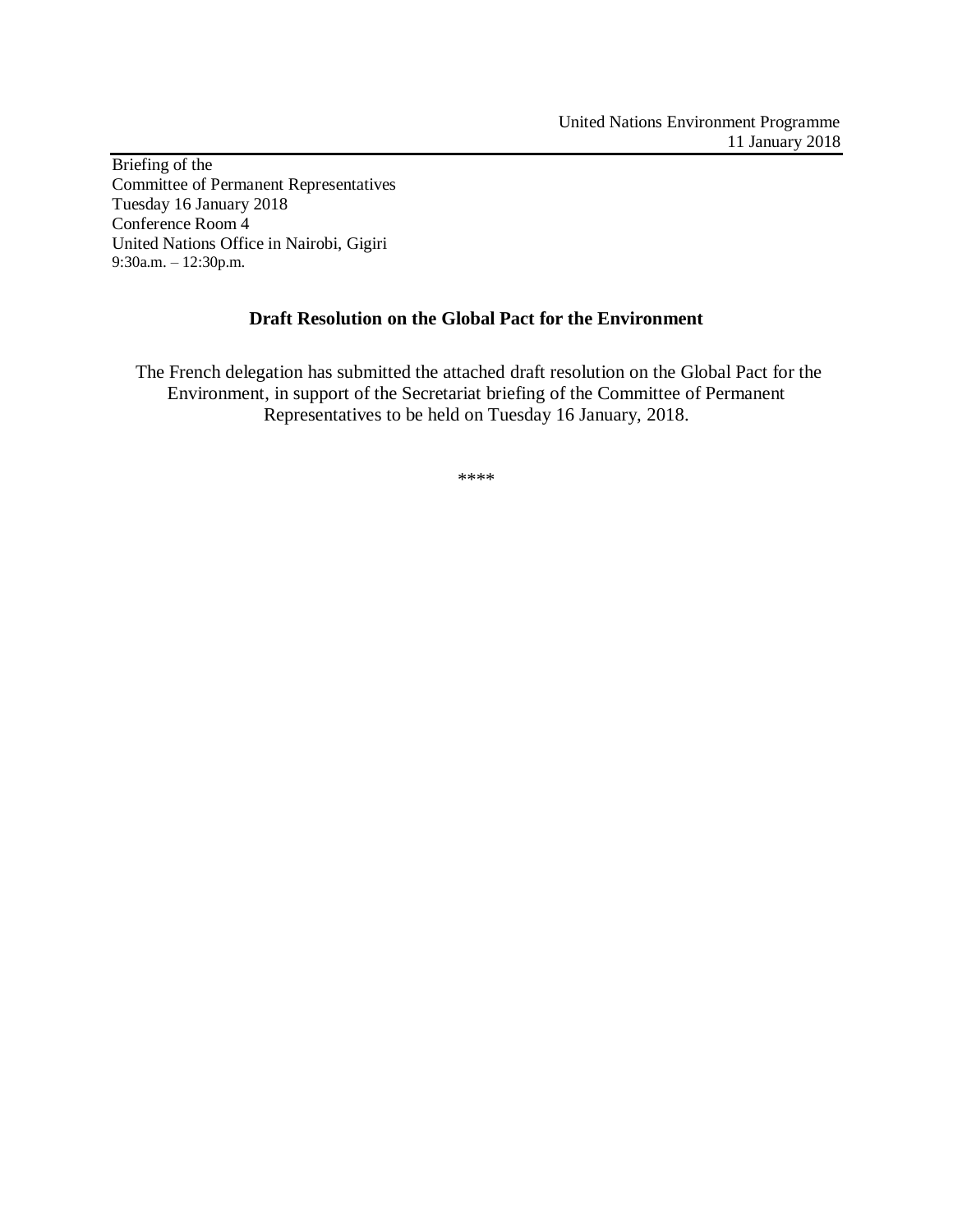United Nations Environment Programme
11 January 2018

Briefing of the
Committee of Permanent Representatives
Tuesday 16 January 2018
Conference Room 4
United Nations Office in Nairobi, Gigiri
9:30a.m. – 12:30p.m.

**Draft Resolution on the Global Pact for the Environment**

The French delegation has submitted the attached draft resolution on the Global Pact for the Environment, in support of the Secretariat briefing of the Committee of Permanent Representatives to be held on Tuesday 16 January, 2018.

****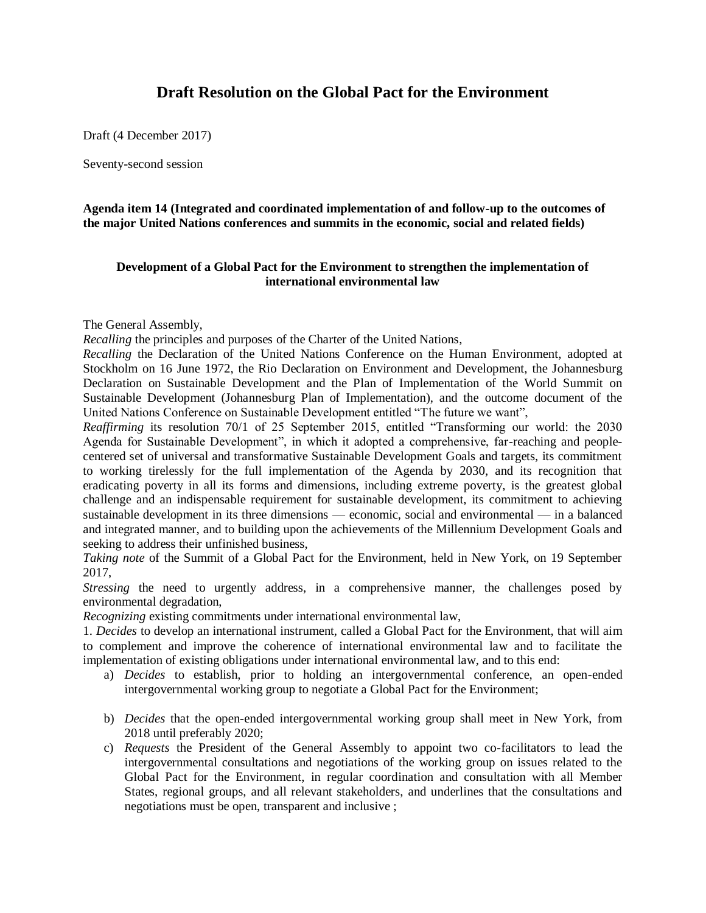# Draft Resolution on the Global Pact for the Environment

Draft (4 December 2017)

Seventy-second session

**Agenda item 14 (Integrated and coordinated implementation of and follow-up to the outcomes of the major United Nations conferences and summits in the economic, social and related fields)**

**Development of a Global Pact for the Environment to strengthen the implementation of international environmental law**

The General Assembly,

*Recalling* the principles and purposes of the Charter of the United Nations,

*Recalling* the Declaration of the United Nations Conference on the Human Environment, adopted at Stockholm on 16 June 1972, the Rio Declaration on Environment and Development, the Johannesburg Declaration on Sustainable Development and the Plan of Implementation of the World Summit on Sustainable Development (Johannesburg Plan of Implementation), and the outcome document of the United Nations Conference on Sustainable Development entitled "The future we want",

*Reaffirming* its resolution 70/1 of 25 September 2015, entitled "Transforming our world: the 2030 Agenda for Sustainable Development", in which it adopted a comprehensive, far-reaching and people-centered set of universal and transformative Sustainable Development Goals and targets, its commitment to working tirelessly for the full implementation of the Agenda by 2030, and its recognition that eradicating poverty in all its forms and dimensions, including extreme poverty, is the greatest global challenge and an indispensable requirement for sustainable development, its commitment to achieving sustainable development in its three dimensions — economic, social and environmental — in a balanced and integrated manner, and to building upon the achievements of the Millennium Development Goals and seeking to address their unfinished business,

*Taking note* of the Summit of a Global Pact for the Environment, held in New York, on 19 September 2017,

*Stressing* the need to urgently address, in a comprehensive manner, the challenges posed by environmental degradation,

*Recognizing* existing commitments under international environmental law,

1. *Decides* to develop an international instrument, called a Global Pact for the Environment, that will aim to complement and improve the coherence of international environmental law and to facilitate the implementation of existing obligations under international environmental law, and to this end:
   a) *Decides* to establish, prior to holding an intergovernmental conference, an open-ended intergovernmental working group to negotiate a Global Pact for the Environment;
   b) *Decides* that the open-ended intergovernmental working group shall meet in New York, from 2018 until preferably 2020;
   c) *Requests* the President of the General Assembly to appoint two co-facilitators to lead the intergovernmental consultations and negotiations of the working group on issues related to the Global Pact for the Environment, in regular coordination and consultation with all Member States, regional groups, and all relevant stakeholders, and underlines that the consultations and negotiations must be open, transparent and inclusive ;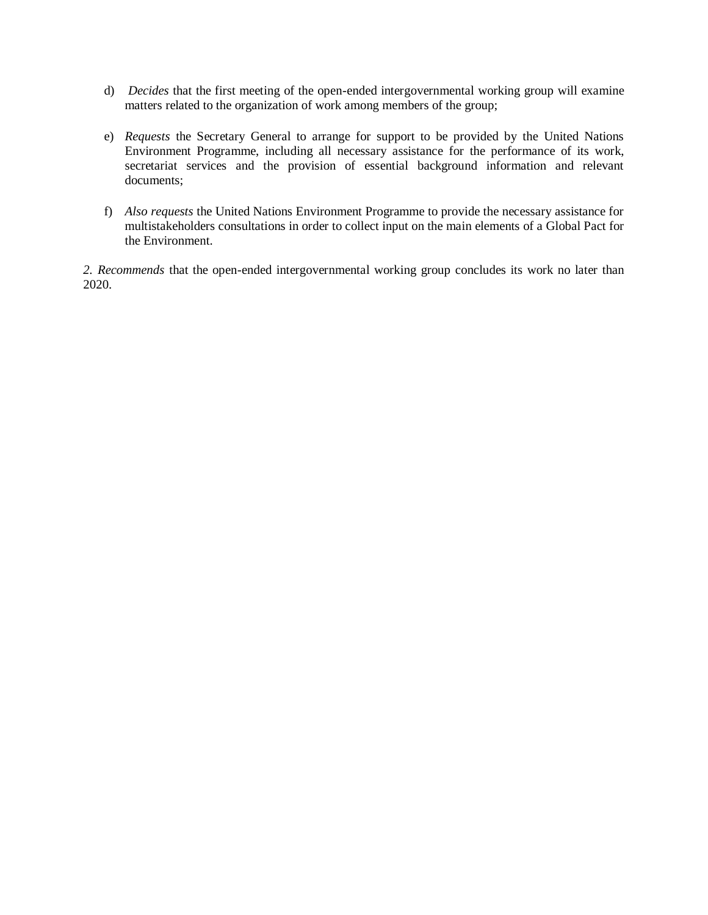d) *Decides* that the first meeting of the open-ended intergovernmental working group will examine matters related to the organization of work among members of the group;

e) *Requests* the Secretary General to arrange for support to be provided by the United Nations Environment Programme, including all necessary assistance for the performance of its work, secretariat services and the provision of essential background information and relevant documents;

f) *Also requests* the United Nations Environment Programme to provide the necessary assistance for multistakeholders consultations in order to collect input on the main elements of a Global Pact for the Environment.

*2. Recommends* that the open-ended intergovernmental working group concludes its work no later than 2020.